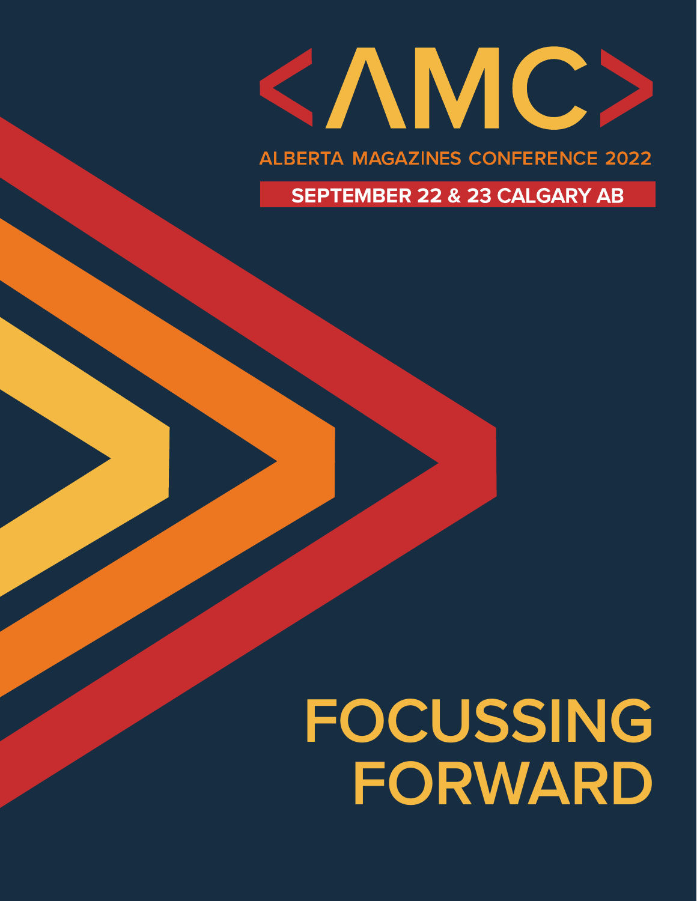# <AMC>

## ALBERTA MAGAZINES CONFERENCE 2022

**SEPTEMBER 22 & 23 CALGARY AB**

# FOCUSSING FORWARD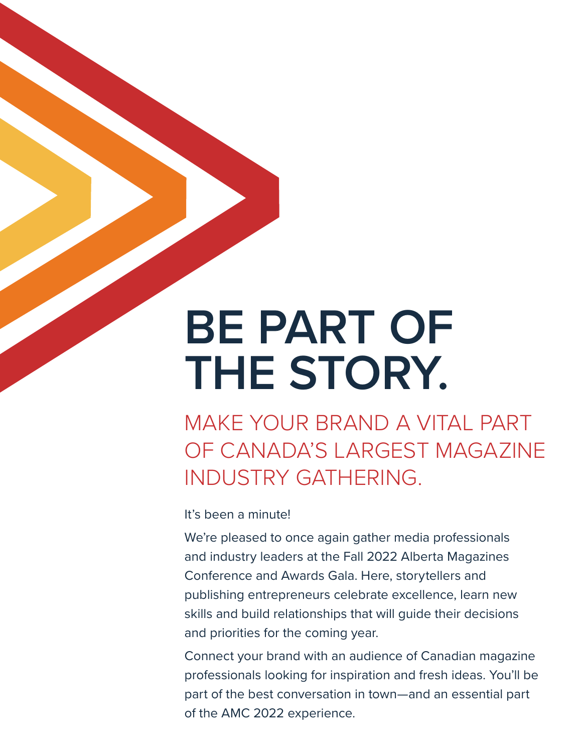# BE PART OF THE STORY.

## MAKE YOUR BRAND A VITAL PART OF CANADA'S LARGEST MAGAZINE INDUSTRY GATHERING.

It's been a minute!

We're pleased to once again gather media professionals and industry leaders at the Fall 2022 Alberta Magazines Conference and Awards Gala. Here, storytellers and publishing entrepreneurs celebrate excellence, learn new skills and build relationships that will guide their decisions and priorities for the coming year.

Connect your brand with an audience of Canadian magazine professionals looking for inspiration and fresh ideas. You'll be part of the best conversation in town—and an essential part of the AMC 2022 experience.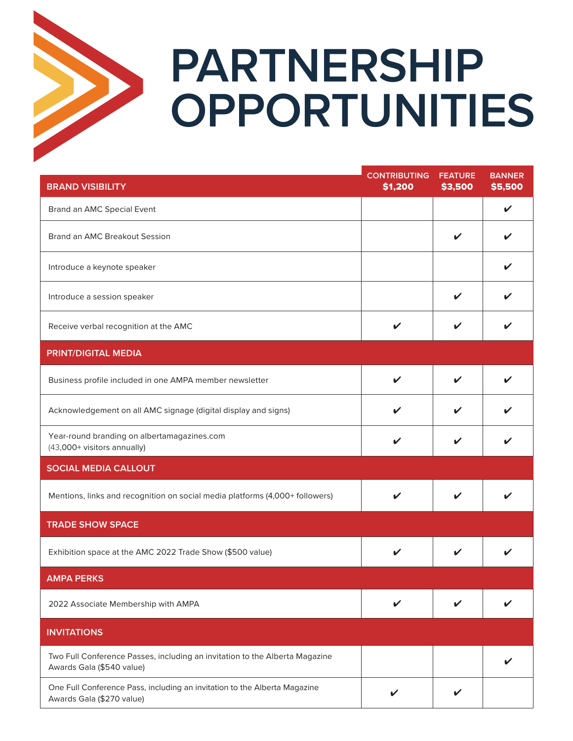# PARTNERSHIP OPPORTUNITIES

| BRAND VISIBILITY | CONTRIBUTING $1,200 | FEATURE $3,500 | BANNER $5,500 |
|---|---|---|---|
| Brand an AMC Special Event | | | ✔ |
| Brand an AMC Breakout Session | | ✔ | ✔ |
| Introduce a keynote speaker | | | ✔ |
| Introduce a session speaker | | ✔ | ✔ |
| Receive verbal recognition at the AMC | ✔ | ✔ | ✔ |
| **PRINT/DIGITAL MEDIA** | | | |
| Business profile included in one AMPA member newsletter | ✔ | ✔ | ✔ |
| Acknowledgement on all AMC signage (digital display and signs) | ✔ | ✔ | ✔ |
| Year-round branding on albertamagazines.com (43,000+ visitors annually) | ✔ | ✔ | ✔ |
| **SOCIAL MEDIA CALLOUT** | | | |
| Mentions, links and recognition on social media platforms (4,000+ followers) | ✔ | ✔ | ✔ |
| **TRADE SHOW SPACE** | | | |
| Exhibition space at the AMC 2022 Trade Show ($500 value) | ✔ | ✔ | ✔ |
| **AMPA PERKS** | | | |
| 2022 Associate Membership with AMPA | ✔ | ✔ | ✔ |
| **INVITATIONS** | | | |
| Two Full Conference Passes, including an invitation to the Alberta Magazine Awards Gala ($540 value) | | | ✔ |
| One Full Conference Pass, including an invitation to the Alberta Magazine Awards Gala ($270 value) | ✔ | ✔ | |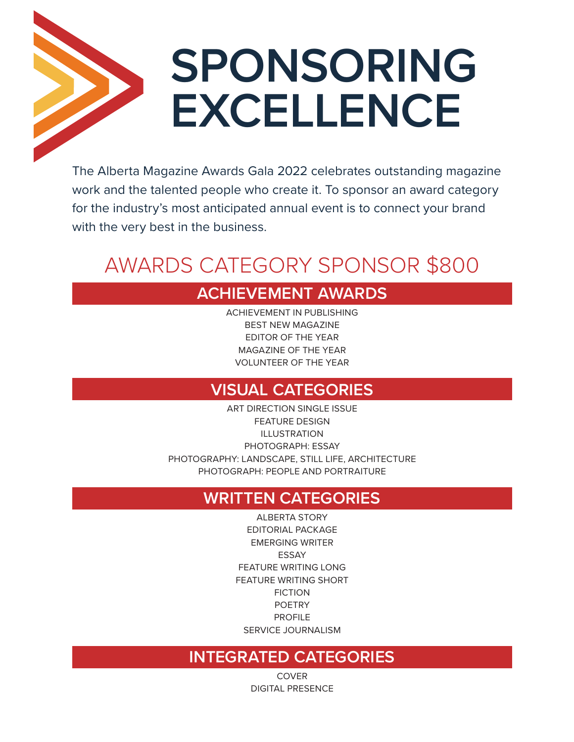# SPONSORING EXCELLENCE

The Alberta Magazine Awards Gala 2022 celebrates outstanding magazine work and the talented people who create it. To sponsor an award category for the industry's most anticipated annual event is to connect your brand with the very best in the business.

## AWARDS CATEGORY SPONSOR $800

### ACHIEVEMENT AWARDS

ACHIEVEMENT IN PUBLISHING
BEST NEW MAGAZINE
EDITOR OF THE YEAR
MAGAZINE OF THE YEAR
VOLUNTEER OF THE YEAR

### VISUAL CATEGORIES

ART DIRECTION SINGLE ISSUE
FEATURE DESIGN
ILLUSTRATION
PHOTOGRAPH: ESSAY
PHOTOGRAPHY: LANDSCAPE, STILL LIFE, ARCHITECTURE
PHOTOGRAPH: PEOPLE AND PORTRAITURE

### WRITTEN CATEGORIES

ALBERTA STORY
EDITORIAL PACKAGE
EMERGING WRITER
ESSAY
FEATURE WRITING LONG
FEATURE WRITING SHORT
FICTION
POETRY
PROFILE
SERVICE JOURNALISM

### INTEGRATED CATEGORIES

COVER
DIGITAL PRESENCE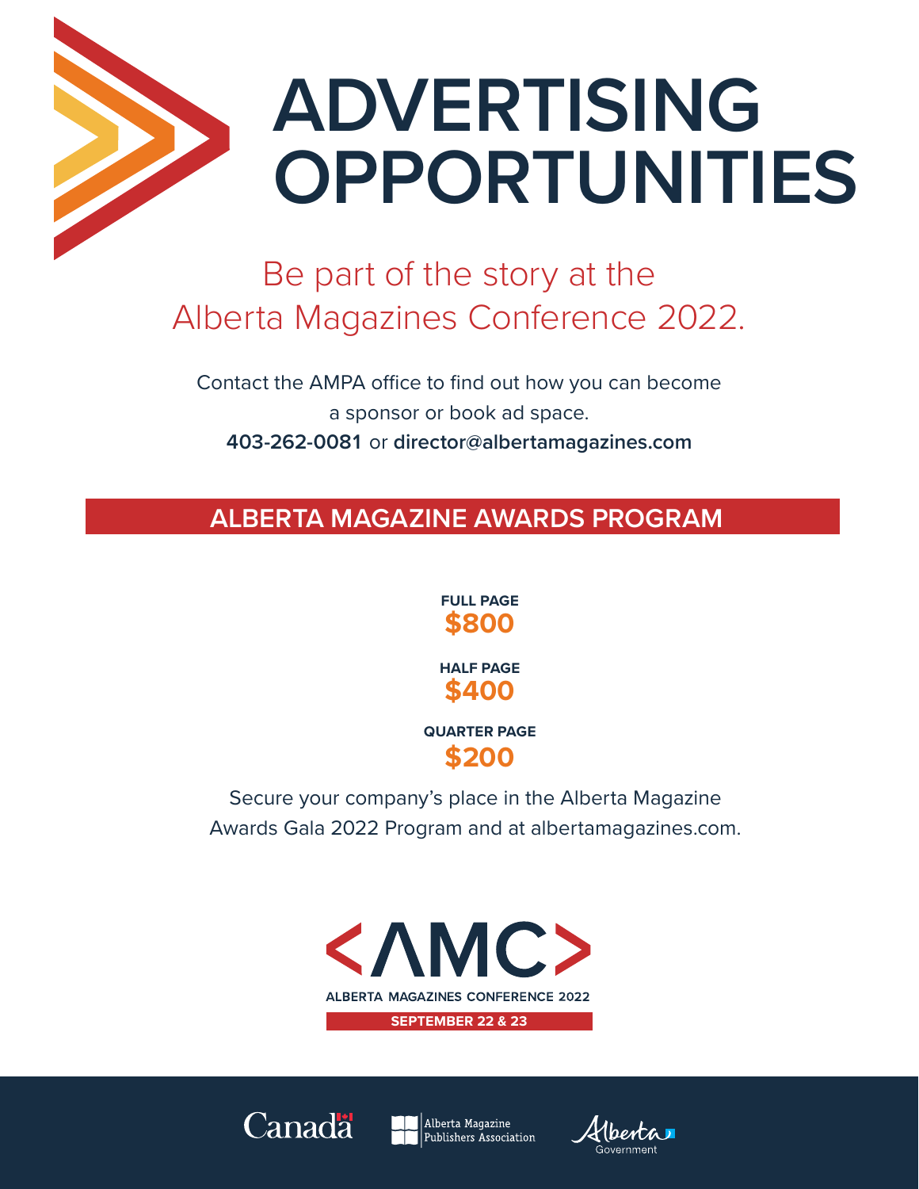# ADVERTISING OPPORTUNITIES

Be part of the story at the Alberta Magazines Conference 2022.

Contact the AMPA office to find out how you can become a sponsor or book ad space.
**403-262-0081** or **director@albertamagazines.com**

## ALBERTA MAGAZINE AWARDS PROGRAM

**FULL PAGE**
**$800**

**HALF PAGE**
**$400**

**QUARTER PAGE**
**$200**

Secure your company's place in the Alberta Magazine Awards Gala 2022 Program and at albertamagazines.com.

<AMC>
ALBERTA MAGAZINES CONFERENCE 2022
**SEPTEMBER 22 & 23**

Canada
Alberta Magazine Publishers Association
Alberta Government